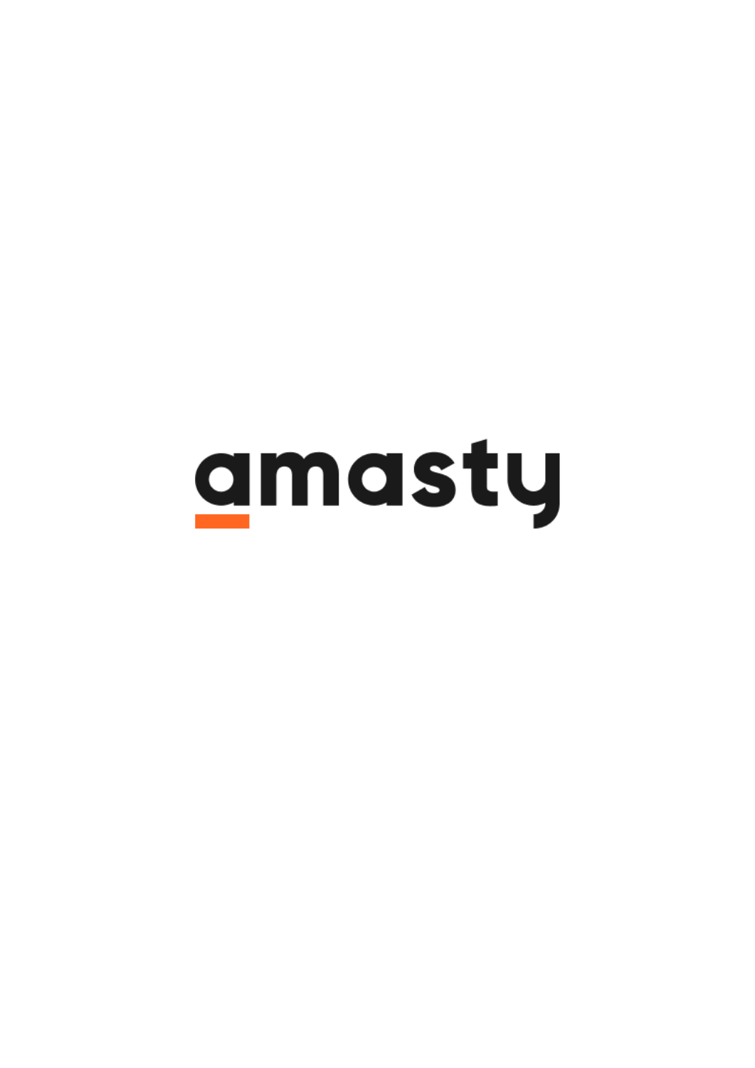amasty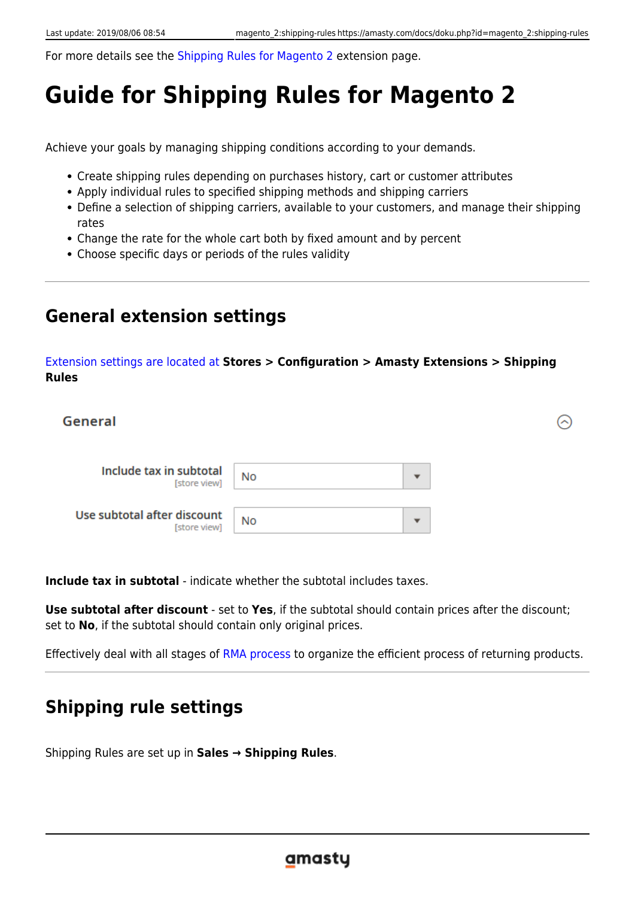For more details see the Shipping Rules for Magento 2 extension page.

# Guide for Shipping Rules for Magento 2

Achieve your goals by managing shipping conditions according to your demands.

- Create shipping rules depending on purchases history, cart or customer attributes
- Apply individual rules to specified shipping methods and shipping carriers
- Define a selection of shipping carriers, available to your customers, and manage their shipping rates
- Change the rate for the whole cart both by fixed amount and by percent
- Choose specific days or periods of the rules validity

---

## General extension settings

Extension settings are located at **Stores > Configuration > Amasty Extensions > Shipping Rules**

General

Include tax in subtotal [store view] — No

Use subtotal after discount [store view] — No

**Include tax in subtotal** - indicate whether the subtotal includes taxes.

**Use subtotal after discount** - set to **Yes**, if the subtotal should contain prices after the discount; set to **No**, if the subtotal should contain only original prices.

Effectively deal with all stages of RMA process to organize the efficient process of returning products.

---

## Shipping rule settings

Shipping Rules are set up in **Sales → Shipping Rules**.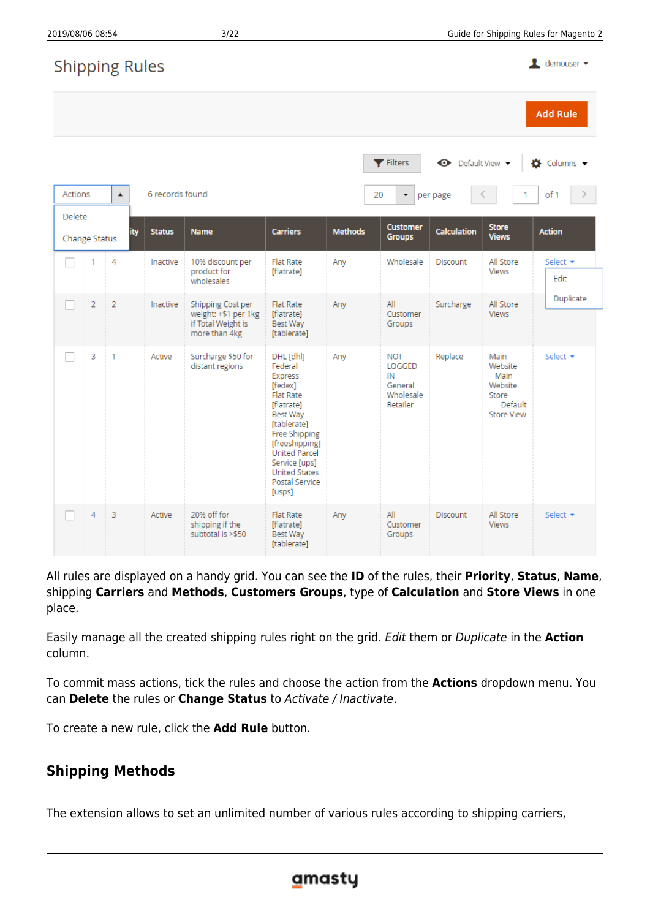Shipping Rules

Add Rule

Actions: Delete, Change Status

6 records found

20 per page | 1 of 1

| ID | Priority | Status | Name | Carriers | Methods | Customer Groups | Calculation | Store Views | Action |
|---|---|---|---|---|---|---|---|---|---|
| 1 | 4 | Inactive | 10% discount per product for wholesales | Flat Rate [flatrate] | Any | Wholesale | Discount | All Store Views | Select (Edit, Duplicate) |
| 2 | 2 | Inactive | Shipping Cost per weight: +$1 per 1kg if Total Weight is more than 4kg | Flat Rate [flatrate] Best Way [tablerate] | Any | All Customer Groups | Surcharge | All Store Views | |
| 3 | 1 | Active | Surcharge $50 for distant regions | DHL [dhl] Federal Express [fedex] Flat Rate [flatrate] Best Way [tablerate] Free Shipping [freeshipping] United Parcel Service [ups] United States Postal Service [usps] | Any | NOT LOGGED IN General Wholesale Retailer | Replace | Main Website Main Website Store Default Store View | Select |
| 4 | 3 | Active | 20% off for shipping if the subtotal is >$50 | Flat Rate [flatrate] Best Way [tablerate] | Any | All Customer Groups | Discount | All Store Views | Select |

All rules are displayed on a handy grid. You can see the **ID** of the rules, their **Priority**, **Status**, **Name**, shipping **Carriers** and **Methods**, **Customers Groups**, type of **Calculation** and **Store Views** in one place.

Easily manage all the created shipping rules right on the grid. *Edit* them or *Duplicate* in the **Action** column.

To commit mass actions, tick the rules and choose the action from the **Actions** dropdown menu. You can **Delete** the rules or **Change Status** to *Activate / Inactivate*.

To create a new rule, click the **Add Rule** button.

## Shipping Methods

The extension allows to set an unlimited number of various rules according to shipping carriers,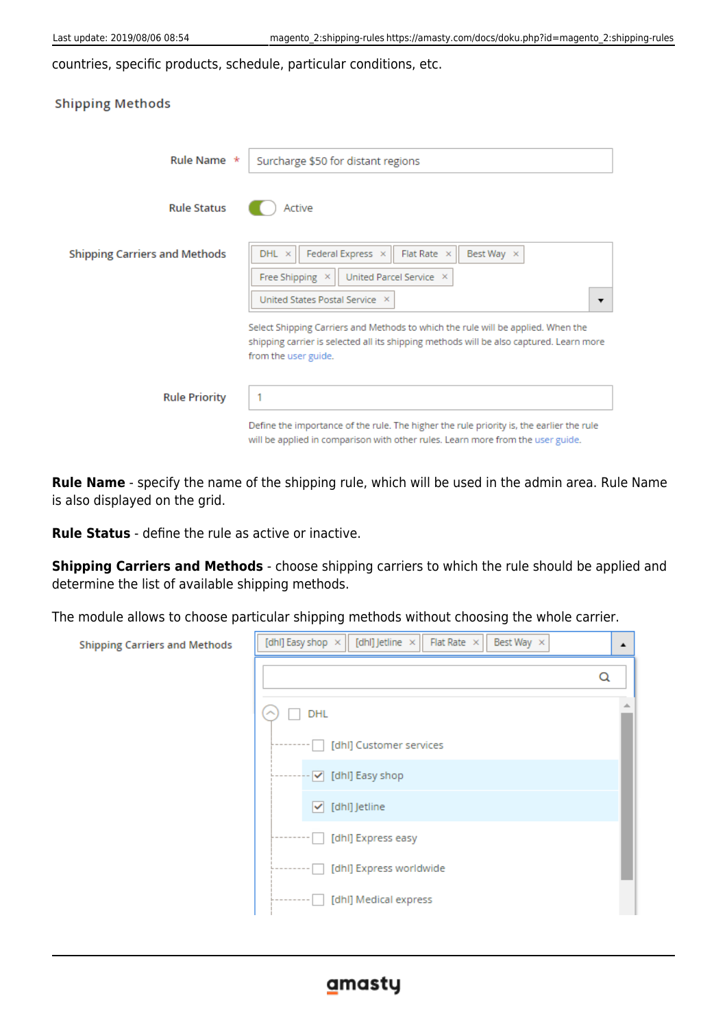countries, specific products, schedule, particular conditions, etc.

Shipping Methods

Rule Name * Surcharge $50 for distant regions

Rule Status Active

Shipping Carriers and Methods DHL × Federal Express × Flat Rate × Best Way × Free Shipping × United Parcel Service × United States Postal Service ×

Select Shipping Carriers and Methods to which the rule will be applied. When the shipping carrier is selected all its shipping methods will be also captured. Learn more from the user guide.

Rule Priority 1

Define the importance of the rule. The higher the rule priority is, the earlier the rule will be applied in comparison with other rules. Learn more from the user guide.

**Rule Name** - specify the name of the shipping rule, which will be used in the admin area. Rule Name is also displayed on the grid.

**Rule Status** - define the rule as active or inactive.

**Shipping Carriers and Methods** - choose shipping carriers to which the rule should be applied and determine the list of available shipping methods.

The module allows to choose particular shipping methods without choosing the whole carrier.

Shipping Carriers and Methods [dhl] Easy shop × [dhl] Jetline × Flat Rate × Best Way ×

DHL
- [dhl] Customer services
- [dhl] Easy shop
- [dhl] Jetline
- [dhl] Express easy
- [dhl] Express worldwide
- [dhl] Medical express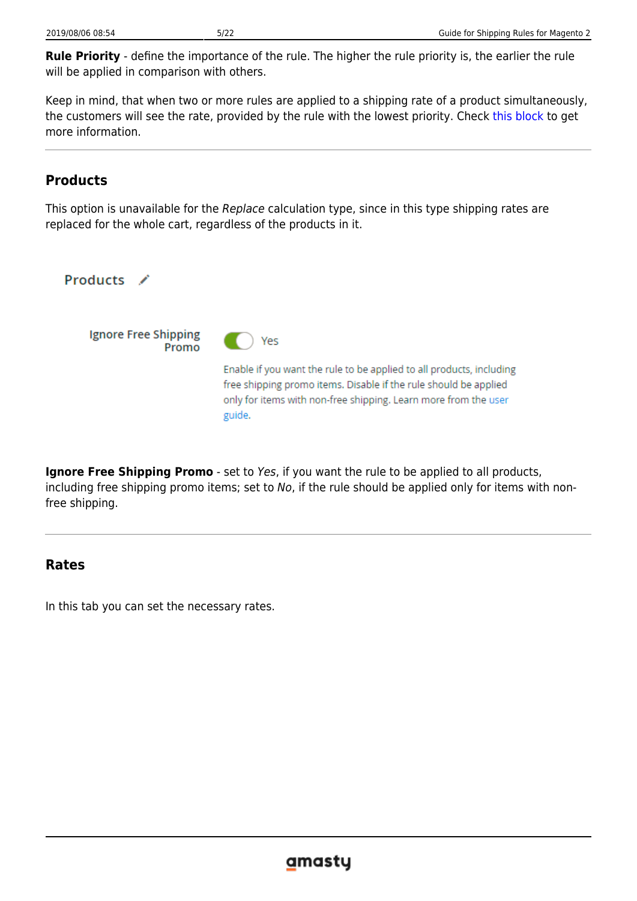**Rule Priority** - define the importance of the rule. The higher the rule priority is, the earlier the rule will be applied in comparison with others.

Keep in mind, that when two or more rules are applied to a shipping rate of a product simultaneously, the customers will see the rate, provided by the rule with the lowest priority. Check this block to get more information.

---

### Products

This option is unavailable for the *Replace* calculation type, since in this type shipping rates are replaced for the whole cart, regardless of the products in it.

Products

Ignore Free Shipping Promo — Yes

Enable if you want the rule to be applied to all products, including free shipping promo items. Disable if the rule should be applied only for items with non-free shipping. Learn more from the user guide.

**Ignore Free Shipping Promo** - set to *Yes*, if you want the rule to be applied to all products, including free shipping promo items; set to *No*, if the rule should be applied only for items with non-free shipping.

---

### Rates

In this tab you can set the necessary rates.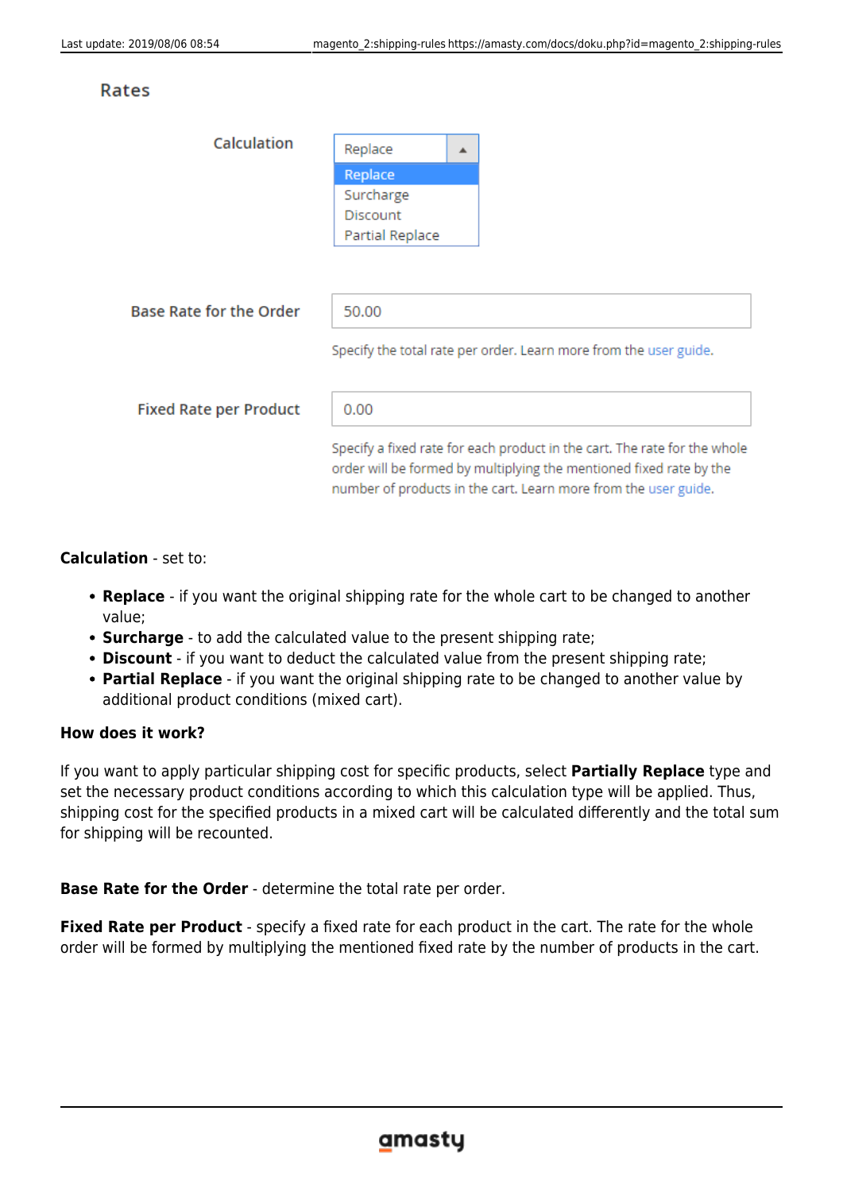Rates

Calculation

Replace

Replace
Surcharge
Discount
Partial Replace

Base Rate for the Order

50.00

Specify the total rate per order. Learn more from the user guide.

Fixed Rate per Product

0.00

Specify a fixed rate for each product in the cart. The rate for the whole order will be formed by multiplying the mentioned fixed rate by the number of products in the cart. Learn more from the user guide.

**Calculation** - set to:

- **Replace** - if you want the original shipping rate for the whole cart to be changed to another value;
- **Surcharge** - to add the calculated value to the present shipping rate;
- **Discount** - if you want to deduct the calculated value from the present shipping rate;
- **Partial Replace** - if you want the original shipping rate to be changed to another value by additional product conditions (mixed cart).

**How does it work?**

If you want to apply particular shipping cost for specific products, select **Partially Replace** type and set the necessary product conditions according to which this calculation type will be applied. Thus, shipping cost for the specified products in a mixed cart will be calculated differently and the total sum for shipping will be recounted.

**Base Rate for the Order** - determine the total rate per order.

**Fixed Rate per Product** - specify a fixed rate for each product in the cart. The rate for the whole order will be formed by multiplying the mentioned fixed rate by the number of products in the cart.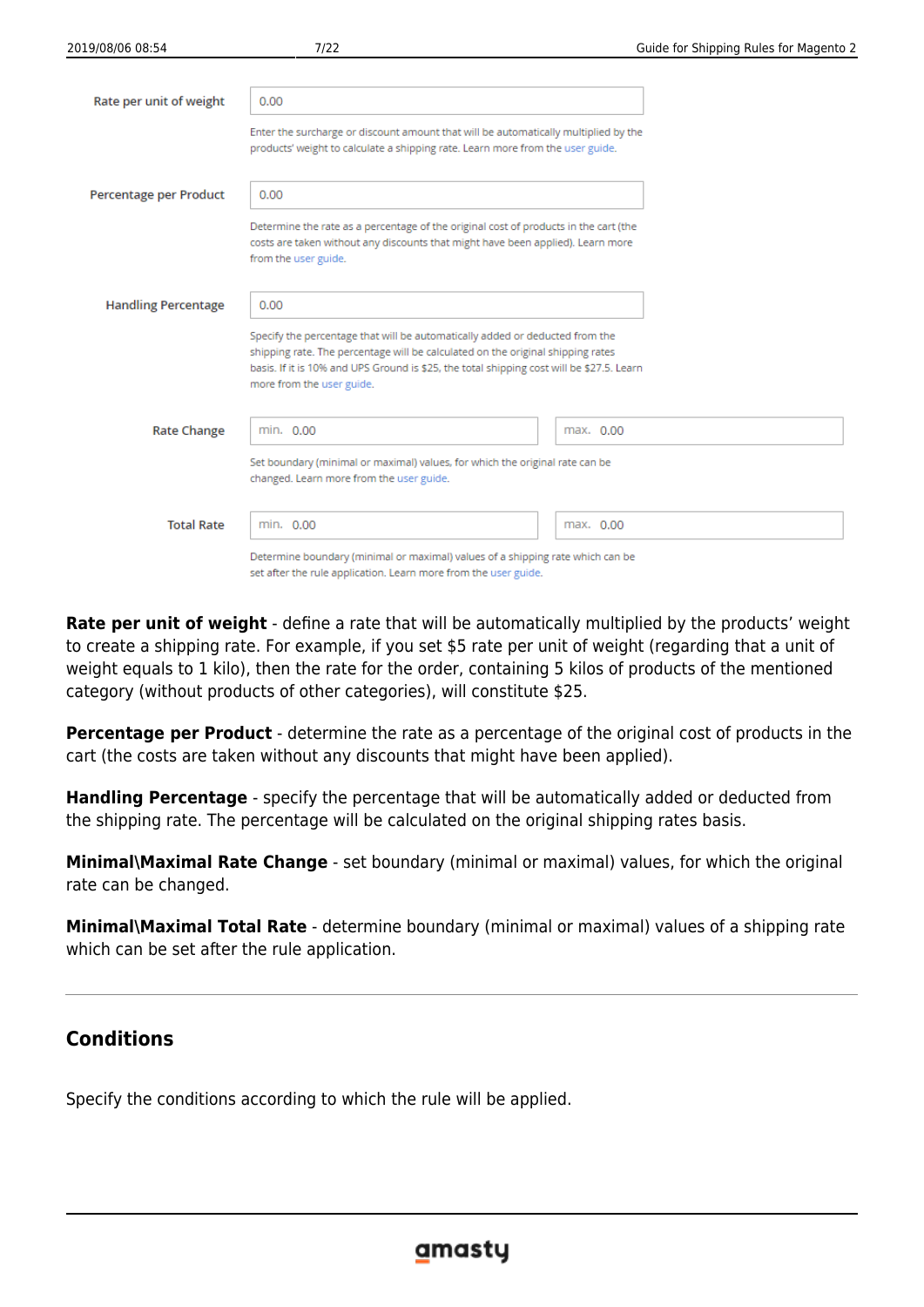Rate per unit of weight

0.00

Enter the surcharge or discount amount that will be automatically multiplied by the products' weight to calculate a shipping rate. Learn more from the user guide.

Percentage per Product

0.00

Determine the rate as a percentage of the original cost of products in the cart (the costs are taken without any discounts that might have been applied). Learn more from the user guide.

Handling Percentage

0.00

Specify the percentage that will be automatically added or deducted from the shipping rate. The percentage will be calculated on the original shipping rates basis. If it is 10% and UPS Ground is $25, the total shipping cost will be $27.5. Learn more from the user guide.

Rate Change

min. 0.00 | max. 0.00

Set boundary (minimal or maximal) values, for which the original rate can be changed. Learn more from the user guide.

Total Rate

min. 0.00 | max. 0.00

Determine boundary (minimal or maximal) values of a shipping rate which can be set after the rule application. Learn more from the user guide.

**Rate per unit of weight** - define a rate that will be automatically multiplied by the products' weight to create a shipping rate. For example, if you set $5 rate per unit of weight (regarding that a unit of weight equals to 1 kilo), then the rate for the order, containing 5 kilos of products of the mentioned category (without products of other categories), will constitute $25.

**Percentage per Product** - determine the rate as a percentage of the original cost of products in the cart (the costs are taken without any discounts that might have been applied).

**Handling Percentage** - specify the percentage that will be automatically added or deducted from the shipping rate. The percentage will be calculated on the original shipping rates basis.

**Minimal\Maximal Rate Change** - set boundary (minimal or maximal) values, for which the original rate can be changed.

**Minimal\Maximal Total Rate** - determine boundary (minimal or maximal) values of a shipping rate which can be set after the rule application.

---

## Conditions

Specify the conditions according to which the rule will be applied.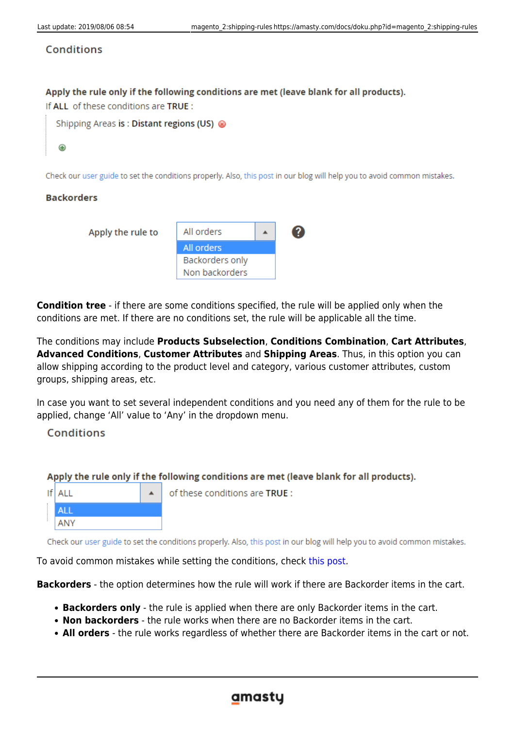Conditions

**Apply the rule only if the following conditions are met (leave blank for all products).**

If **ALL** of these conditions are **TRUE** :

Shipping Areas **is** : **Distant regions (US)**

Check our user guide to set the conditions properly. Also, this post in our blog will help you to avoid common mistakes.

**Backorders**

Apply the rule to | All orders

All orders
Backorders only
Non backorders

**Condition tree** - if there are some conditions specified, the rule will be applied only when the conditions are met. If there are no conditions set, the rule will be applicable all the time.

The conditions may include **Products Subselection**, **Conditions Combination**, **Cart Attributes**, **Advanced Conditions**, **Customer Attributes** and **Shipping Areas**. Thus, in this option you can allow shipping according to the product level and category, various customer attributes, custom groups, shipping areas, etc.

In case you want to set several independent conditions and you need any of them for the rule to be applied, change 'All' value to 'Any' in the dropdown menu.

Conditions

**Apply the rule only if the following conditions are met (leave blank for all products).**

If ALL of these conditions are **TRUE** :

ALL
ANY

Check our user guide to set the conditions properly. Also, this post in our blog will help you to avoid common mistakes.

To avoid common mistakes while setting the conditions, check this post.

**Backorders** - the option determines how the rule will work if there are Backorder items in the cart.

- **Backorders only** - the rule is applied when there are only Backorder items in the cart.
- **Non backorders** - the rule works when there are no Backorder items in the cart.
- **All orders** - the rule works regardless of whether there are Backorder items in the cart or not.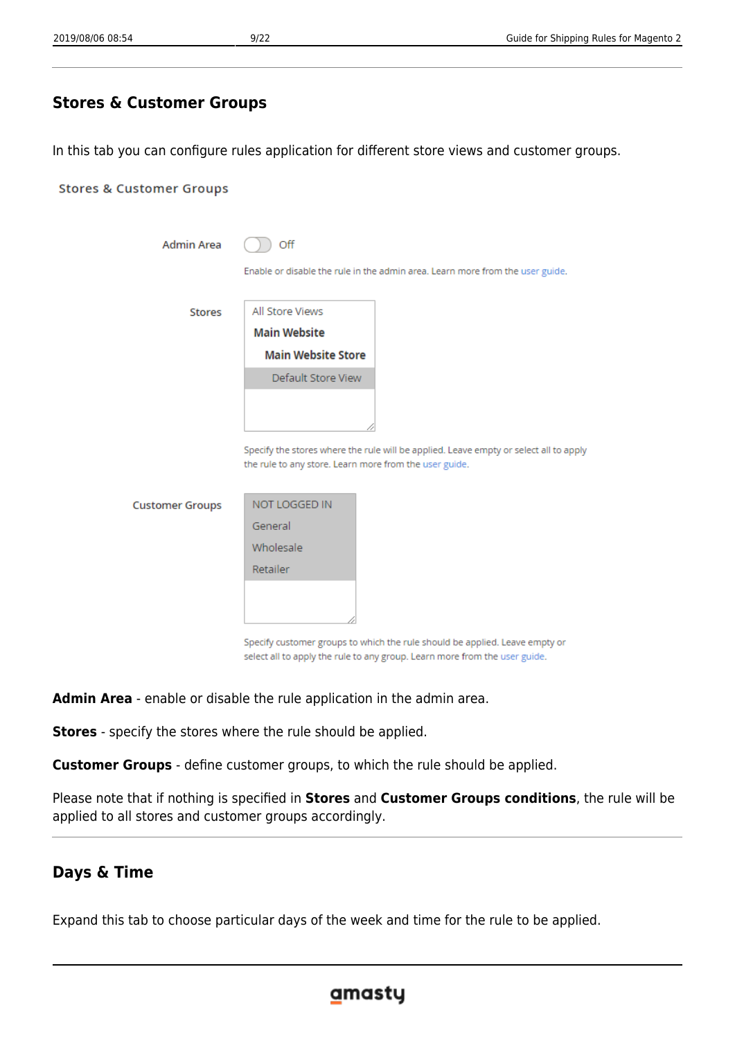## Stores & Customer Groups

In this tab you can configure rules application for different store views and customer groups.

Stores & Customer Groups

Admin Area Off

Enable or disable the rule in the admin area. Learn more from the user guide.

Stores

All Store Views
Main Website
Main Website Store
Default Store View

Specify the stores where the rule will be applied. Leave empty or select all to apply the rule to any store. Learn more from the user guide.

Customer Groups

NOT LOGGED IN
General
Wholesale
Retailer

Specify customer groups to which the rule should be applied. Leave empty or select all to apply the rule to any group. Learn more from the user guide.

**Admin Area** - enable or disable the rule application in the admin area.

**Stores** - specify the stores where the rule should be applied.

**Customer Groups** - define customer groups, to which the rule should be applied.

Please note that if nothing is specified in **Stores** and **Customer Groups conditions**, the rule will be applied to all stores and customer groups accordingly.

## Days & Time

Expand this tab to choose particular days of the week and time for the rule to be applied.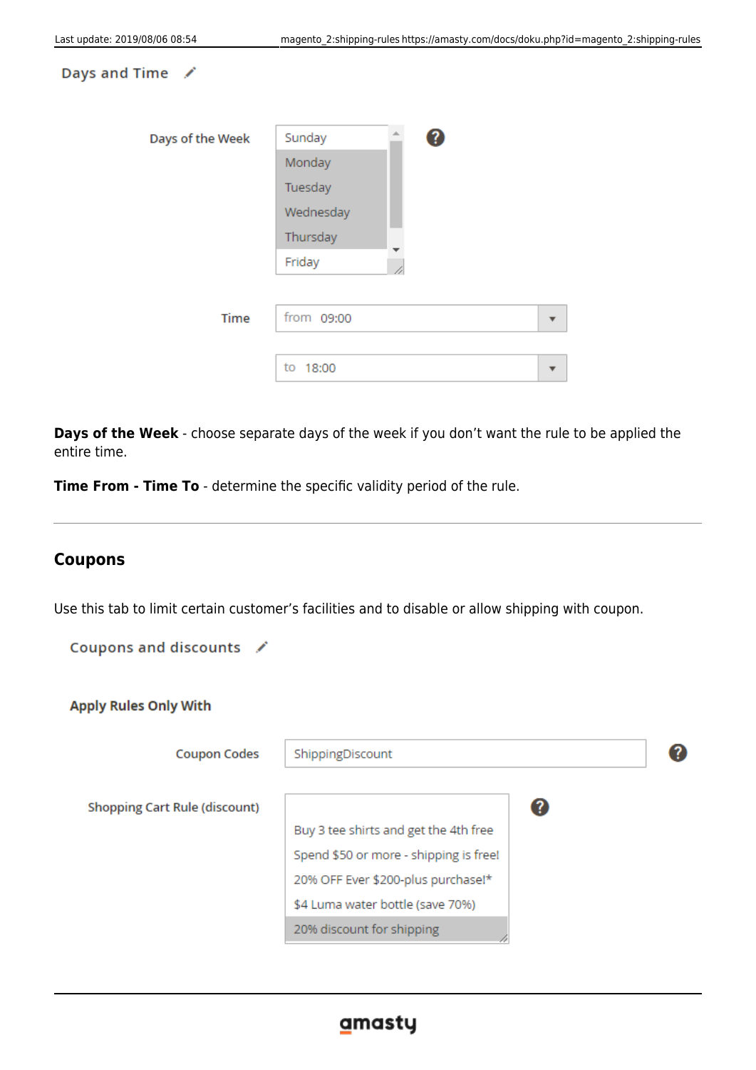Days and Time

Days of the Week

- Sunday
- Monday
- Tuesday
- Wednesday
- Thursday
- Friday

Time

from 09:00

to 18:00

**Days of the Week** - choose separate days of the week if you don't want the rule to be applied the entire time.

**Time From - Time To** - determine the specific validity period of the rule.

---

## Coupons

Use this tab to limit certain customer's facilities and to disable or allow shipping with coupon.

Coupons and discounts

Apply Rules Only With

Coupon Codes: ShippingDiscount

Shopping Cart Rule (discount)

- Buy 3 tee shirts and get the 4th free
- Spend $50 or more - shipping is free!
- 20% OFF Ever $200-plus purchase!*
- $4 Luma water bottle (save 70%)
- 20% discount for shipping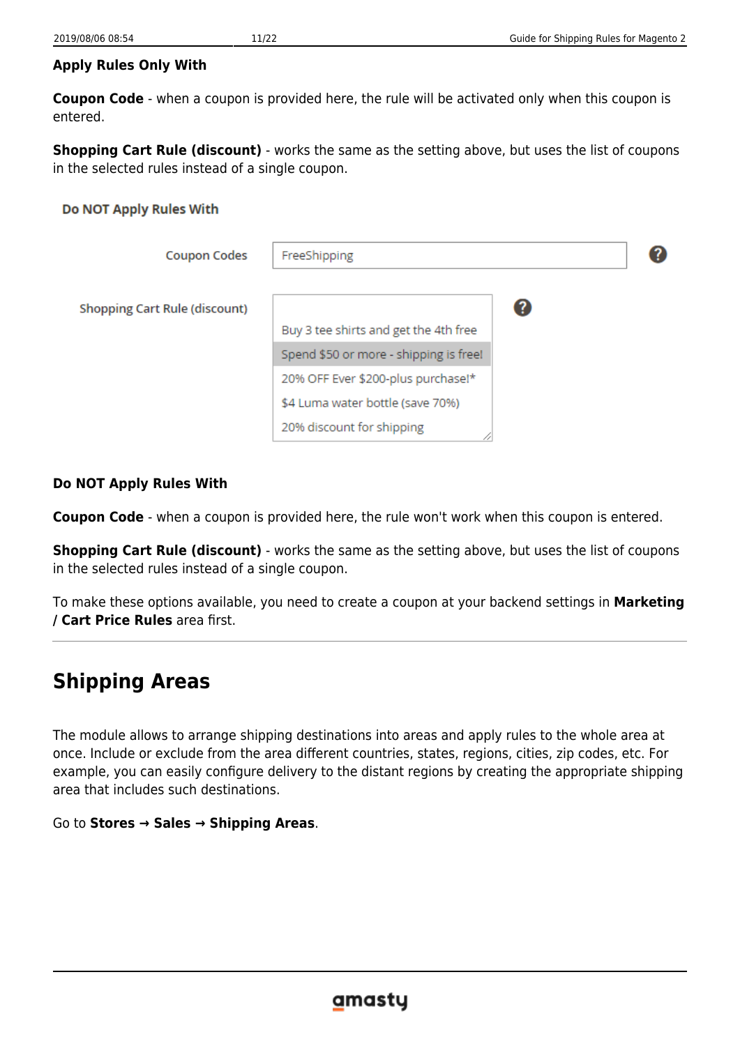**Apply Rules Only With**

**Coupon Code** - when a coupon is provided here, the rule will be activated only when this coupon is entered.

**Shopping Cart Rule (discount)** - works the same as the setting above, but uses the list of coupons in the selected rules instead of a single coupon.

**Do NOT Apply Rules With**

Coupon Codes: FreeShipping

Shopping Cart Rule (discount):
- Buy 3 tee shirts and get the 4th free
- Spend $50 or more - shipping is free!
- 20% OFF Ever $200-plus purchase!*
- $4 Luma water bottle (save 70%)
- 20% discount for shipping

**Do NOT Apply Rules With**

**Coupon Code** - when a coupon is provided here, the rule won't work when this coupon is entered.

**Shopping Cart Rule (discount)** - works the same as the setting above, but uses the list of coupons in the selected rules instead of a single coupon.

To make these options available, you need to create a coupon at your backend settings in **Marketing / Cart Price Rules** area first.

---

# Shipping Areas

The module allows to arrange shipping destinations into areas and apply rules to the whole area at once. Include or exclude from the area different countries, states, regions, cities, zip codes, etc. For example, you can easily configure delivery to the distant regions by creating the appropriate shipping area that includes such destinations.

Go to **Stores → Sales → Shipping Areas**.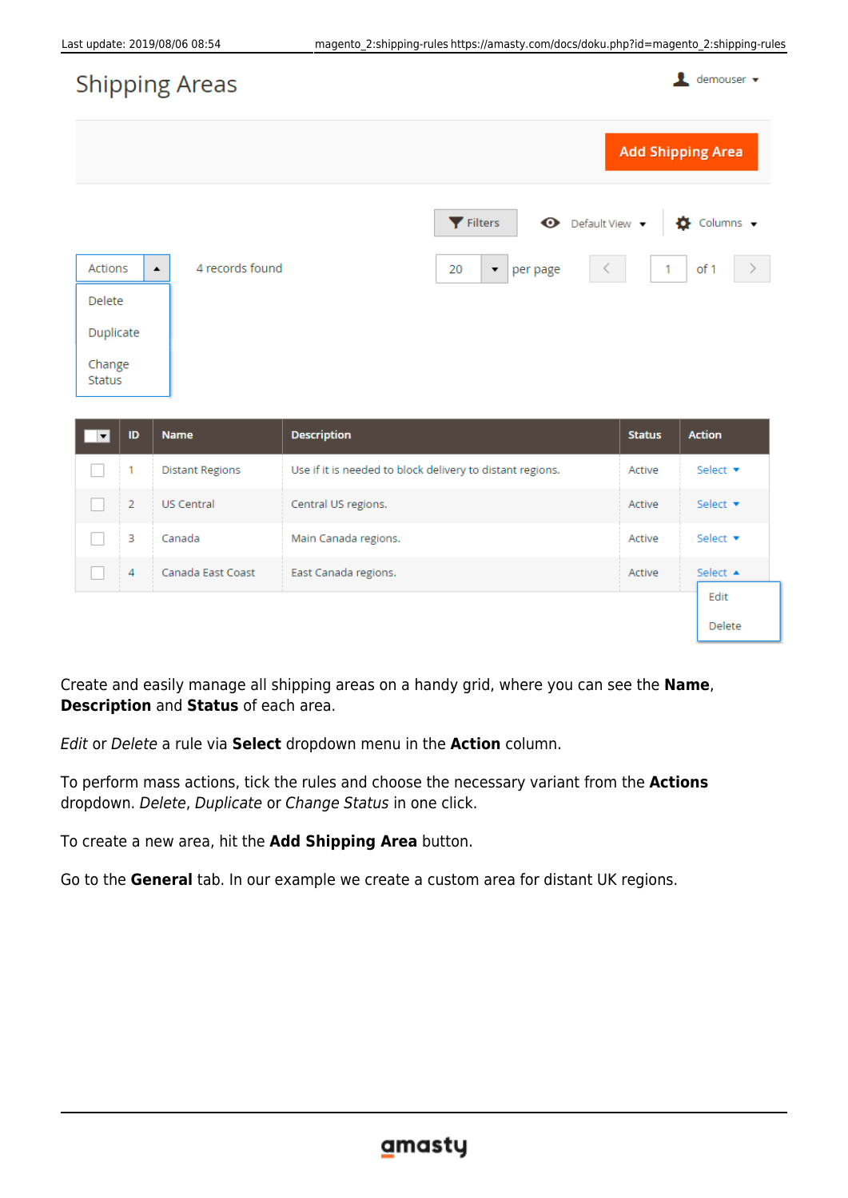Create and easily manage all shipping areas on a handy grid, where you can see the **Name**, **Description** and **Status** of each area.

*Edit* or *Delete* a rule via **Select** dropdown menu in the **Action** column.

To perform mass actions, tick the rules and choose the necessary variant from the **Actions** dropdown. *Delete*, *Duplicate* or *Change Status* in one click.

To create a new area, hit the **Add Shipping Area** button.

Go to the **General** tab. In our example we create a custom area for distant UK regions.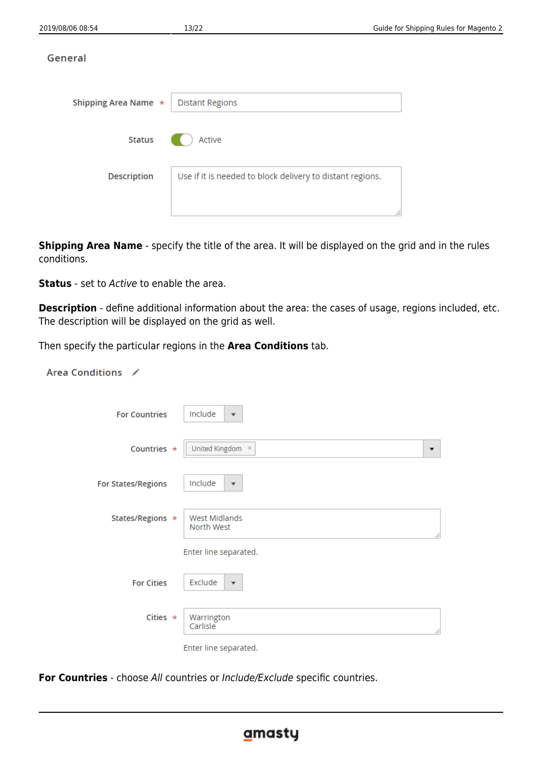General

Shipping Area Name * Distant Regions

Status Active

Description Use if it is needed to block delivery to distant regions.

**Shipping Area Name** - specify the title of the area. It will be displayed on the grid and in the rules conditions.

**Status** - set to *Active* to enable the area.

**Description** - define additional information about the area: the cases of usage, regions included, etc. The description will be displayed on the grid as well.

Then specify the particular regions in the **Area Conditions** tab.

Area Conditions

For Countries Include

Countries * United Kingdom

For States/Regions Include

States/Regions * West Midlands
North West

Enter line separated.

For Cities Exclude

Cities * Warrington
Carlisle

Enter line separated.

**For Countries** - choose *All* countries or *Include/Exclude* specific countries.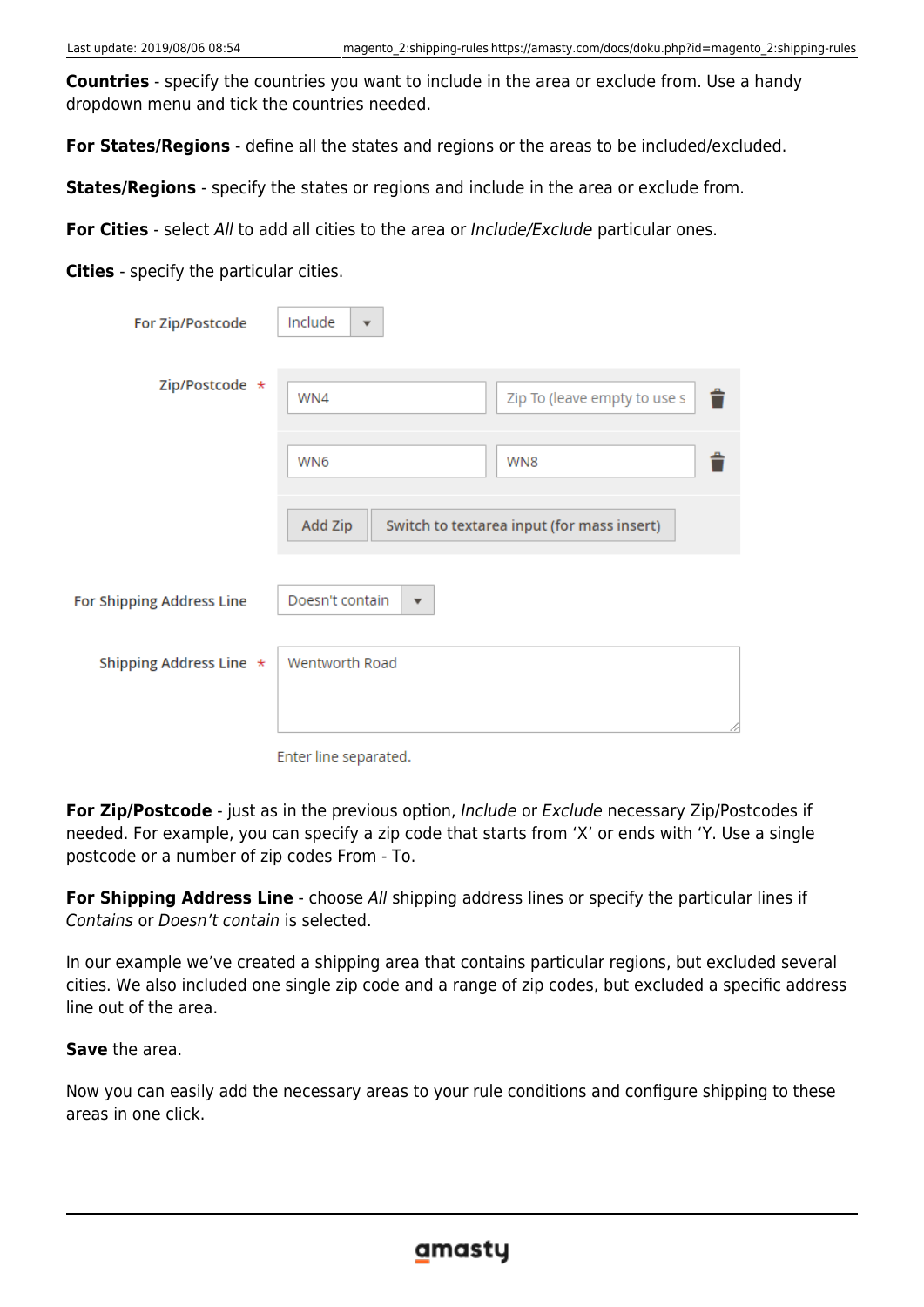**Countries** - specify the countries you want to include in the area or exclude from. Use a handy dropdown menu and tick the countries needed.

**For States/Regions** - define all the states and regions or the areas to be included/excluded.

**States/Regions** - specify the states or regions and include in the area or exclude from.

**For Cities** - select *All* to add all cities to the area or *Include/Exclude* particular ones.

**Cities** - specify the particular cities.

For Zip/Postcode: Include

Zip/Postcode *: WN4 | Zip To (leave empty to use s

WN6 | WN8

Add Zip | Switch to textarea input (for mass insert)

For Shipping Address Line: Doesn't contain

Shipping Address Line *: Wentworth Road

Enter line separated.

**For Zip/Postcode** - just as in the previous option, *Include* or *Exclude* necessary Zip/Postcodes if needed. For example, you can specify a zip code that starts from 'X' or ends with 'Y. Use a single postcode or a number of zip codes From - To.

**For Shipping Address Line** - choose *All* shipping address lines or specify the particular lines if *Contains* or *Doesn't contain* is selected.

In our example we've created a shipping area that contains particular regions, but excluded several cities. We also included one single zip code and a range of zip codes, but excluded a specific address line out of the area.

**Save** the area.

Now you can easily add the necessary areas to your rule conditions and configure shipping to these areas in one click.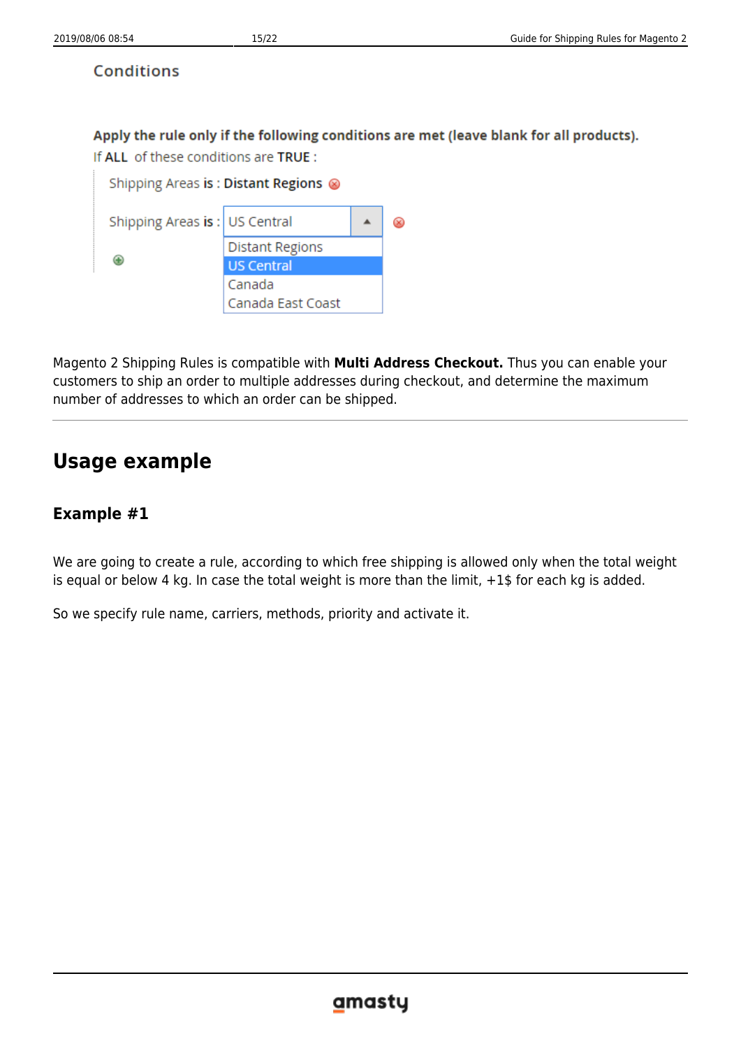Conditions

Apply the rule only if the following conditions are met (leave blank for all products).

If ALL of these conditions are TRUE :

Shipping Areas is : Distant Regions

Shipping Areas is : US Central

Distant Regions
US Central
Canada
Canada East Coast

Magento 2 Shipping Rules is compatible with **Multi Address Checkout.** Thus you can enable your customers to ship an order to multiple addresses during checkout, and determine the maximum number of addresses to which an order can be shipped.

---

# Usage example

## Example #1

We are going to create a rule, according to which free shipping is allowed only when the total weight is equal or below 4 kg. In case the total weight is more than the limit, +1$ for each kg is added.

So we specify rule name, carriers, methods, priority and activate it.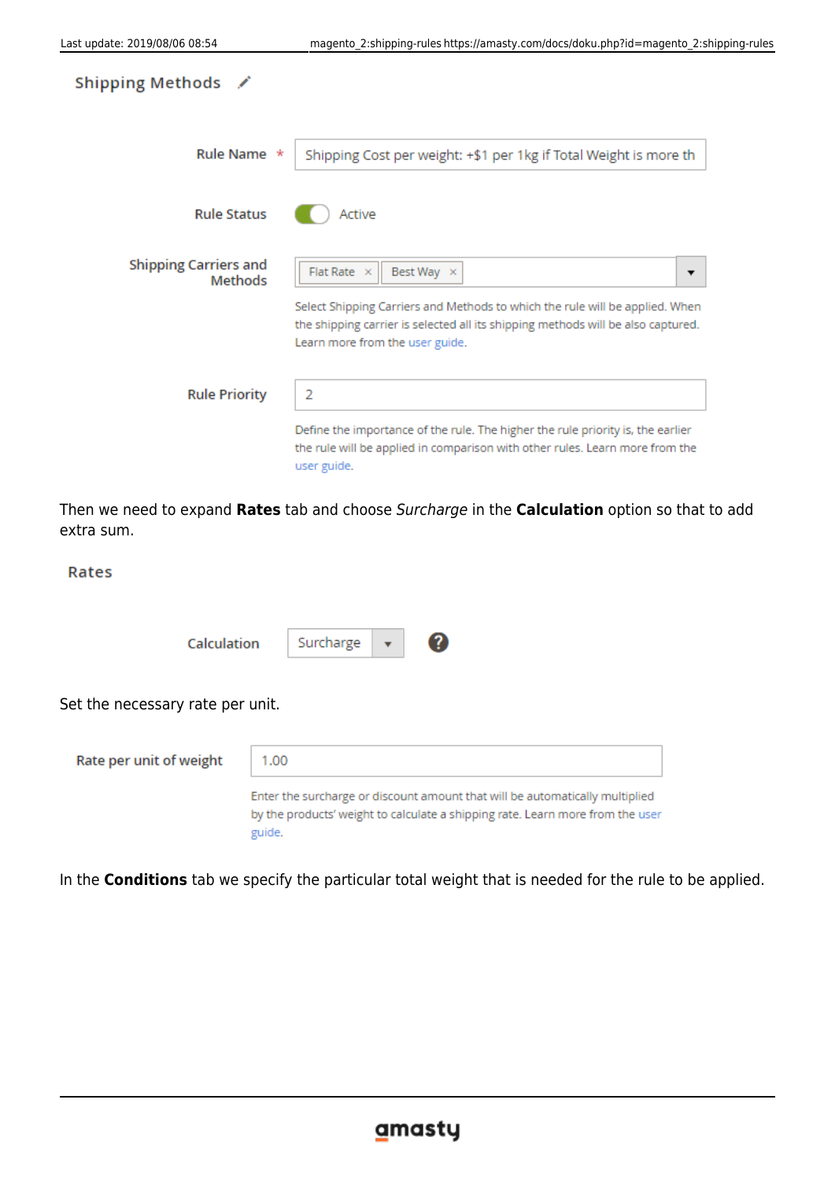**Shipping Methods**

Rule Name * Shipping Cost per weight: +$1 per 1kg if Total Weight is more th

Rule Status Active

Shipping Carriers and Methods: Flat Rate × Best Way ×

Select Shipping Carriers and Methods to which the rule will be applied. When the shipping carrier is selected all its shipping methods will be also captured. Learn more from the user guide.

Rule Priority 2

Define the importance of the rule. The higher the rule priority is, the earlier the rule will be applied in comparison with other rules. Learn more from the user guide.

Then we need to expand **Rates** tab and choose *Surcharge* in the **Calculation** option so that to add extra sum.

**Rates**

Calculation Surcharge

Set the necessary rate per unit.

Rate per unit of weight 1.00

Enter the surcharge or discount amount that will be automatically multiplied by the products' weight to calculate a shipping rate. Learn more from the user guide.

In the **Conditions** tab we specify the particular total weight that is needed for the rule to be applied.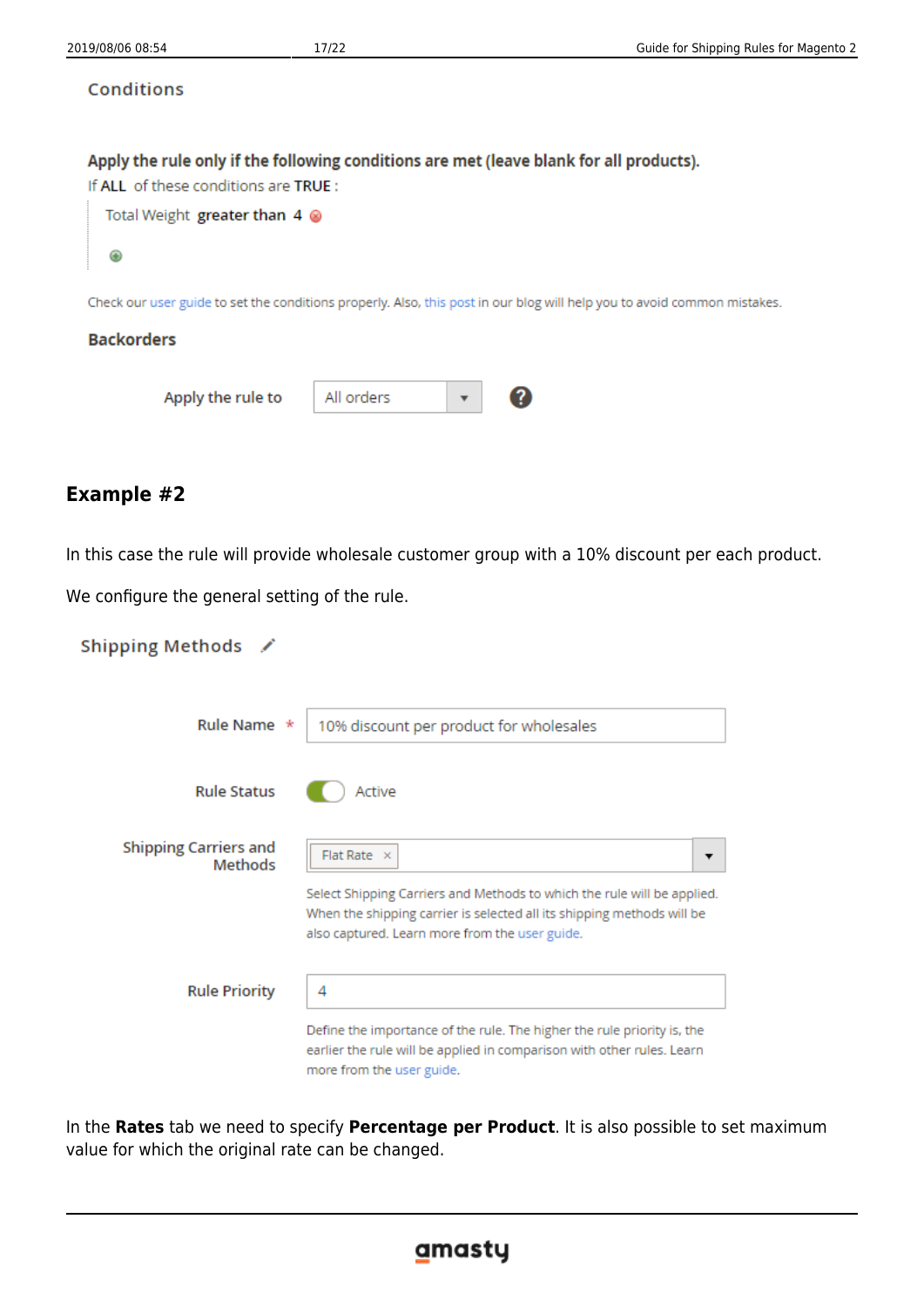Conditions

**Apply the rule only if the following conditions are met (leave blank for all products).**

If **ALL** of these conditions are **TRUE** :

Total Weight **greater than 4**

Check our user guide to set the conditions properly. Also, this post in our blog will help you to avoid common mistakes.

**Backorders**

Apply the rule to: All orders

## Example #2

In this case the rule will provide wholesale customer group with a 10% discount per each product.

We configure the general setting of the rule.

Shipping Methods

Rule Name *: 10% discount per product for wholesales

Rule Status: Active

Shipping Carriers and Methods: Flat Rate

Select Shipping Carriers and Methods to which the rule will be applied. When the shipping carrier is selected all its shipping methods will be also captured. Learn more from the user guide.

Rule Priority: 4

Define the importance of the rule. The higher the rule priority is, the earlier the rule will be applied in comparison with other rules. Learn more from the user guide.

In the **Rates** tab we need to specify **Percentage per Product**. It is also possible to set maximum value for which the original rate can be changed.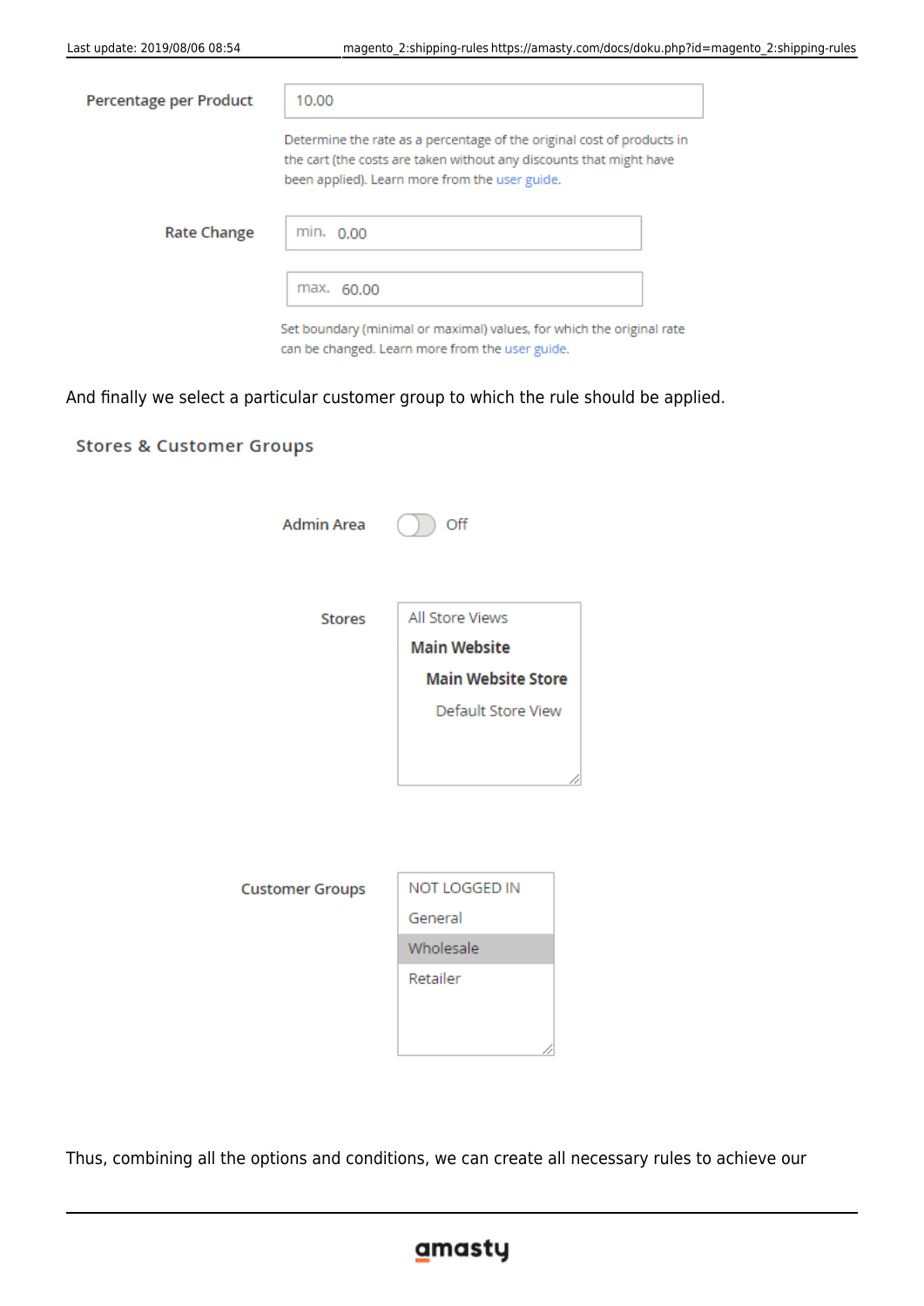Percentage per Product 10.00

Determine the rate as a percentage of the original cost of products in the cart (the costs are taken without any discounts that might have been applied). Learn more from the user guide.

Rate Change min. 0.00

max. 60.00

Set boundary (minimal or maximal) values, for which the original rate can be changed. Learn more from the user guide.

And finally we select a particular customer group to which the rule should be applied.

### Stores & Customer Groups

Admin Area Off

Stores
- All Store Views
- **Main Website**
- **Main Website Store**
- Default Store View

Customer Groups
- NOT LOGGED IN
- General
- Wholesale
- Retailer

Thus, combining all the options and conditions, we can create all necessary rules to achieve our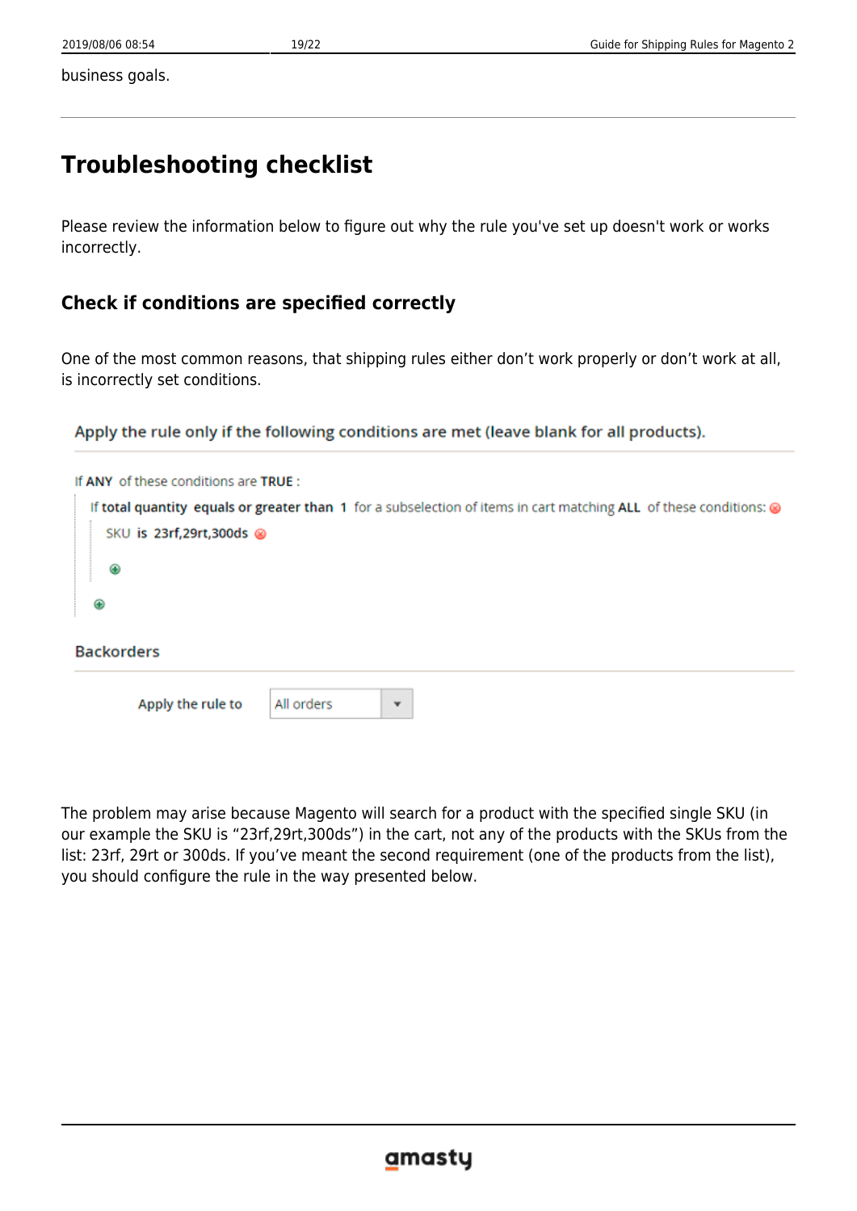business goals.

---

## Troubleshooting checklist

Please review the information below to figure out why the rule you've set up doesn't work or works incorrectly.

### Check if conditions are specified correctly

One of the most common reasons, that shipping rules either don't work properly or don't work at all, is incorrectly set conditions.

Apply the rule only if the following conditions are met (leave blank for all products).

If **ANY** of these conditions are **TRUE** :

If **total quantity equals or greater than 1** for a subselection of items in cart matching **ALL** of these conditions:

SKU **is 23rf,29rt,300ds**

Backorders

Apply the rule to: All orders

The problem may arise because Magento will search for a product with the specified single SKU (in our example the SKU is "23rf,29rt,300ds") in the cart, not any of the products with the SKUs from the list: 23rf, 29rt or 300ds. If you've meant the second requirement (one of the products from the list), you should configure the rule in the way presented below.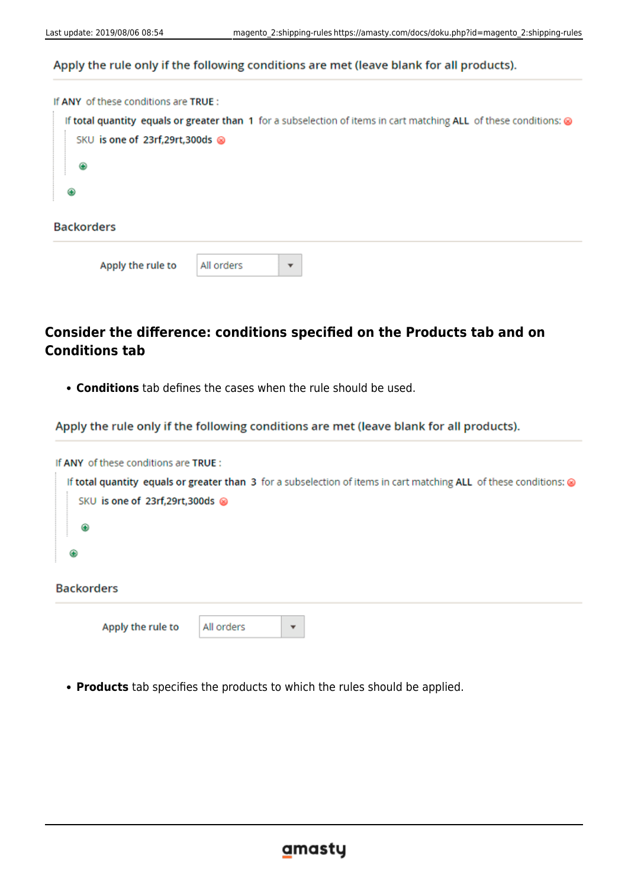Apply the rule only if the following conditions are met (leave blank for all products).

If **ANY** of these conditions are **TRUE** :

If **total quantity** **equals or greater than** **1** for a subselection of items in cart matching **ALL** of these conditions:

SKU **is one of** **23rf,29rt,300ds**

Backorders

Apply the rule to All orders

## Consider the difference: conditions specified on the Products tab and on Conditions tab

- **Conditions** tab defines the cases when the rule should be used.

Apply the rule only if the following conditions are met (leave blank for all products).

If **ANY** of these conditions are **TRUE** :

If **total quantity** **equals or greater than** **3** for a subselection of items in cart matching **ALL** of these conditions:

SKU **is one of** **23rf,29rt,300ds**

Backorders

Apply the rule to All orders

- **Products** tab specifies the products to which the rules should be applied.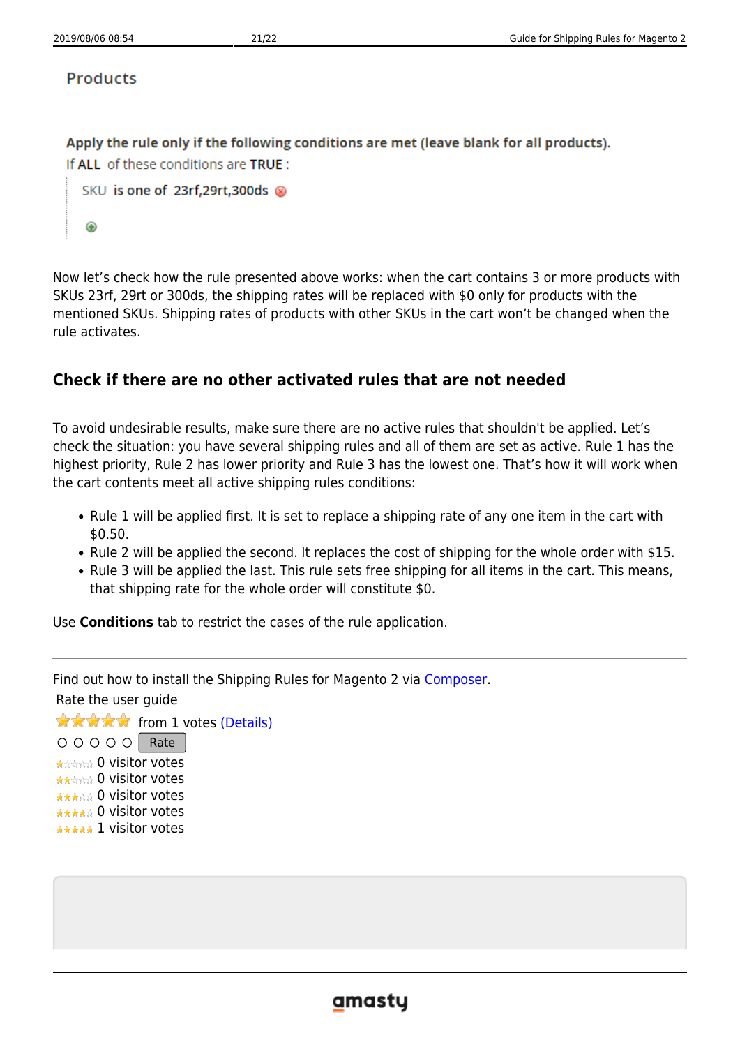Products

**Apply the rule only if the following conditions are met (leave blank for all products).**

If **ALL** of these conditions are **TRUE** :

SKU **is one of** **23rf,29rt,300ds**

Now let's check how the rule presented above works: when the cart contains 3 or more products with SKUs 23rf, 29rt or 300ds, the shipping rates will be replaced with $0 only for products with the mentioned SKUs. Shipping rates of products with other SKUs in the cart won't be changed when the rule activates.

## Check if there are no other activated rules that are not needed

To avoid undesirable results, make sure there are no active rules that shouldn't be applied. Let's check the situation: you have several shipping rules and all of them are set as active. Rule 1 has the highest priority, Rule 2 has lower priority and Rule 3 has the lowest one. That's how it will work when the cart contents meet all active shipping rules conditions:

- Rule 1 will be applied first. It is set to replace a shipping rate of any one item in the cart with $0.50.
- Rule 2 will be applied the second. It replaces the cost of shipping for the whole order with $15.
- Rule 3 will be applied the last. This rule sets free shipping for all items in the cart. This means, that shipping rate for the whole order will constitute $0.

Use **Conditions** tab to restrict the cases of the rule application.

---

Find out how to install the Shipping Rules for Magento 2 via Composer.

Rate the user guide

from 1 votes (Details)

Rate

0 visitor votes
0 visitor votes
0 visitor votes
0 visitor votes
1 visitor votes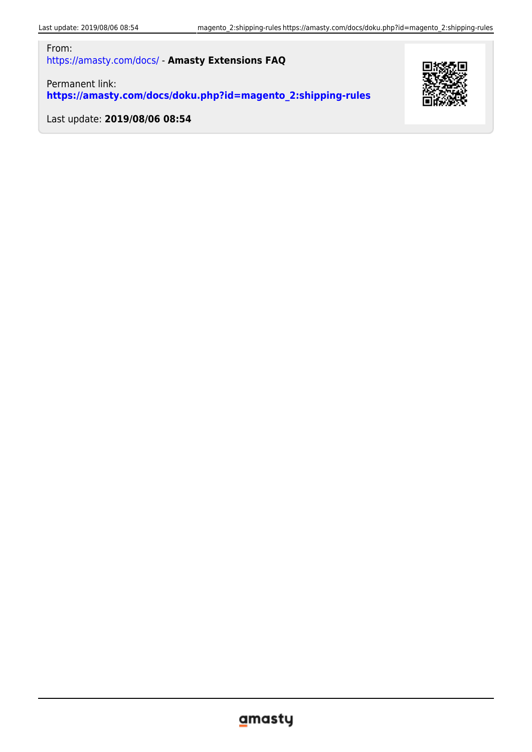From:
https://amasty.com/docs/ - **Amasty Extensions FAQ**

Permanent link:
**https://amasty.com/docs/doku.php?id=magento_2:shipping-rules**

Last update: **2019/08/06 08:54**